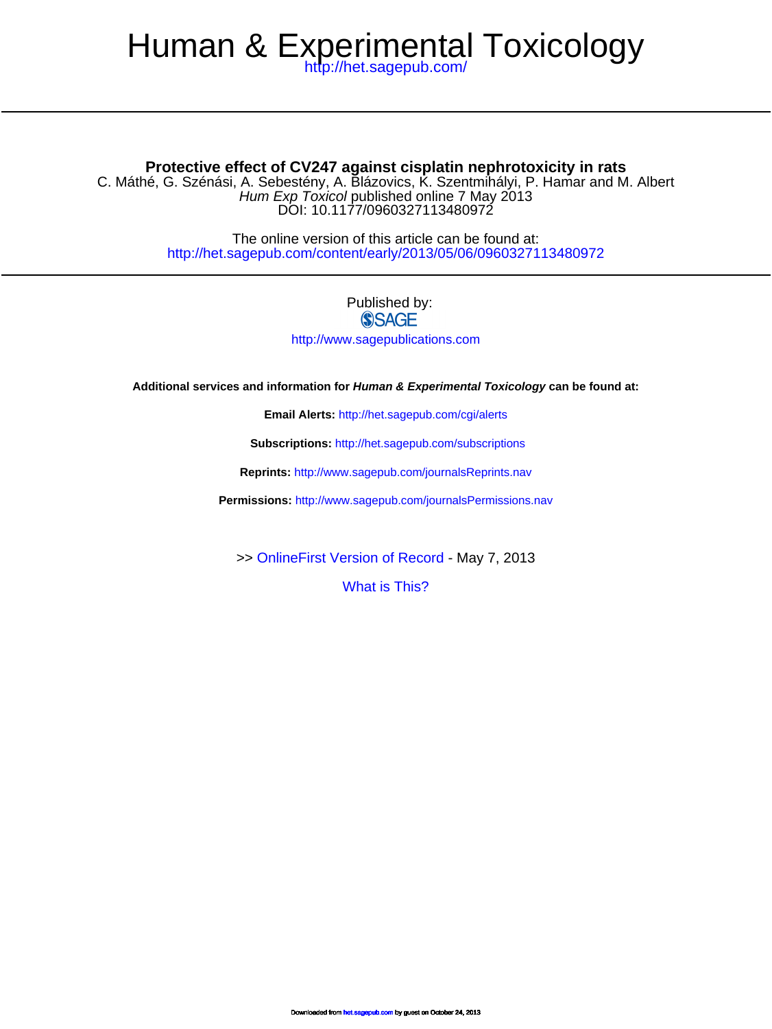# Human & Experimental Toxicology

http://het.sagepub.com/

## Protective effect of CV247 against cisplatin nephrotoxicity in rats

C. Máthé, G. Szénási, A. Sebestény, A. Blázovics, K. Szentmihályi, P. Hamar and M. Albert

*Hum Exp Toxicol* published online 7 May 2013

DOI: 10.1177/0960327113480972

The online version of this article can be found at:

http://het.sagepub.com/content/early/2013/05/06/0960327113480972

Published by:

SAGE

http://www.sagepublications.com

**Additional services and information for *Human & Experimental Toxicology* can be found at:**

**Email Alerts:** http://het.sagepub.com/cgi/alerts

**Subscriptions:** http://het.sagepub.com/subscriptions

**Reprints:** http://www.sagepub.com/journalsReprints.nav

**Permissions:** http://www.sagepub.com/journalsPermissions.nav

>> OnlineFirst Version of Record - May 7, 2013

What is This?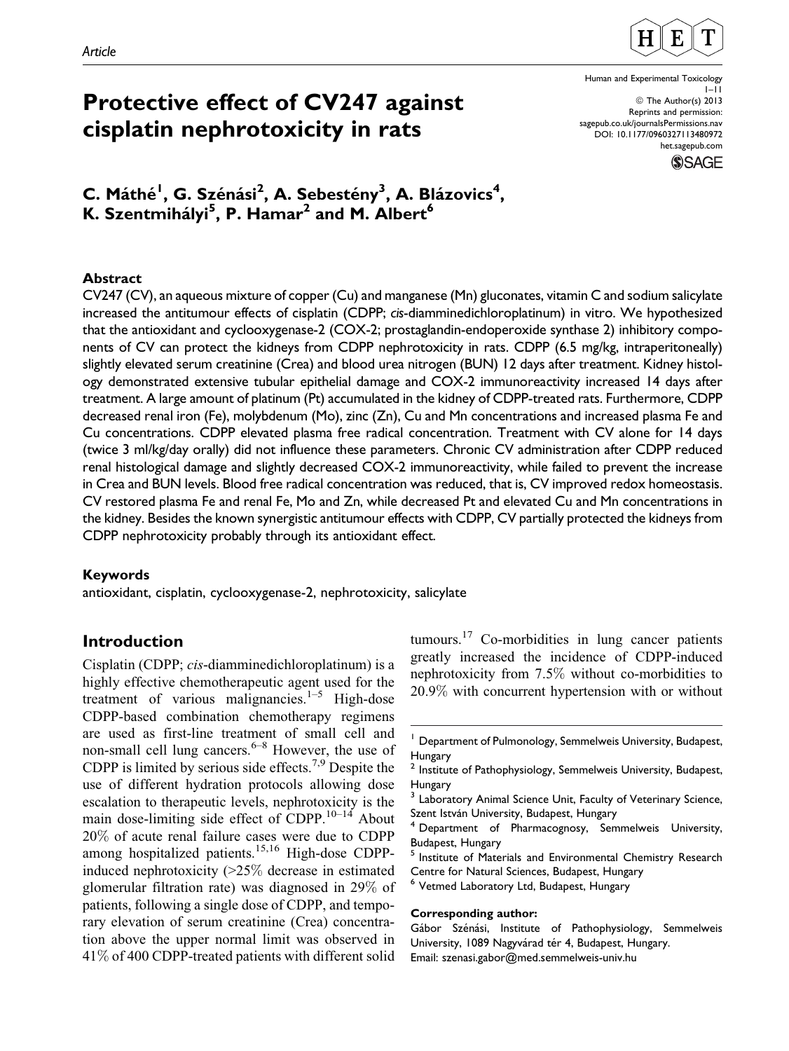Article

# Protective effect of CV247 against cisplatin nephrotoxicity in rats

Human and Experimental Toxicology
1–11
© The Author(s) 2013
Reprints and permission:
sagepub.co.uk/journalsPermissions.nav
DOI: 10.1177/0960327113480972
het.sagepub.com

**C. Máthé[1], G. Szénási[2], A. Sebestény[3], A. Blázovics[4], K. Szentmihályi[5], P. Hamar[2] and M. Albert[6]**

## Abstract

CV247 (CV), an aqueous mixture of copper (Cu) and manganese (Mn) gluconates, vitamin C and sodium salicylate increased the antitumour effects of cisplatin (CDPP; *cis*-diamminedichloroplatinum) in vitro. We hypothesized that the antioxidant and cyclooxygenase-2 (COX-2; prostaglandin-endoperoxide synthase 2) inhibitory components of CV can protect the kidneys from CDPP nephrotoxicity in rats. CDPP (6.5 mg/kg, intraperitoneally) slightly elevated serum creatinine (Crea) and blood urea nitrogen (BUN) 12 days after treatment. Kidney histology demonstrated extensive tubular epithelial damage and COX-2 immunoreactivity increased 14 days after treatment. A large amount of platinum (Pt) accumulated in the kidney of CDPP-treated rats. Furthermore, CDPP decreased renal iron (Fe), molybdenum (Mo), zinc (Zn), Cu and Mn concentrations and increased plasma Fe and Cu concentrations. CDPP elevated plasma free radical concentration. Treatment with CV alone for 14 days (twice 3 ml/kg/day orally) did not influence these parameters. Chronic CV administration after CDPP reduced renal histological damage and slightly decreased COX-2 immunoreactivity, while failed to prevent the increase in Crea and BUN levels. Blood free radical concentration was reduced, that is, CV improved redox homeostasis. CV restored plasma Fe and renal Fe, Mo and Zn, while decreased Pt and elevated Cu and Mn concentrations in the kidney. Besides the known synergistic antitumour effects with CDPP, CV partially protected the kidneys from CDPP nephrotoxicity probably through its antioxidant effect.

### Keywords

antioxidant, cisplatin, cyclooxygenase-2, nephrotoxicity, salicylate

## Introduction

Cisplatin (CDPP; *cis*-diamminedichloroplatinum) is a highly effective chemotherapeutic agent used for the treatment of various malignancies.[1–5] High-dose CDPP-based combination chemotherapy regimens are used as first-line treatment of small cell and non-small cell lung cancers.[6–8] However, the use of CDPP is limited by serious side effects.[7,9] Despite the use of different hydration protocols allowing dose escalation to therapeutic levels, nephrotoxicity is the main dose-limiting side effect of CDPP.[10–14] About 20% of acute renal failure cases were due to CDPP among hospitalized patients.[15,16] High-dose CDPP-induced nephrotoxicity (>25% decrease in estimated glomerular filtration rate) was diagnosed in 29% of patients, following a single dose of CDPP, and temporary elevation of serum creatinine (Crea) concentration above the upper normal limit was observed in 41% of 400 CDPP-treated patients with different solid tumours.[17] Co-morbidities in lung cancer patients greatly increased the incidence of CDPP-induced nephrotoxicity from 7.5% without co-morbidities to 20.9% with concurrent hypertension with or without

---

[1] Department of Pulmonology, Semmelweis University, Budapest, Hungary
[2] Institute of Pathophysiology, Semmelweis University, Budapest, Hungary
[3] Laboratory Animal Science Unit, Faculty of Veterinary Science, Szent István University, Budapest, Hungary
[4] Department of Pharmacognosy, Semmelweis University, Budapest, Hungary
[5] Institute of Materials and Environmental Chemistry Research Centre for Natural Sciences, Budapest, Hungary
[6] Vetmed Laboratory Ltd, Budapest, Hungary

**Corresponding author:**
Gábor Szénási, Institute of Pathophysiology, Semmelweis University, 1089 Nagyvárad tér 4, Budapest, Hungary.
Email: szenasi.gabor@med.semmelweis-univ.hu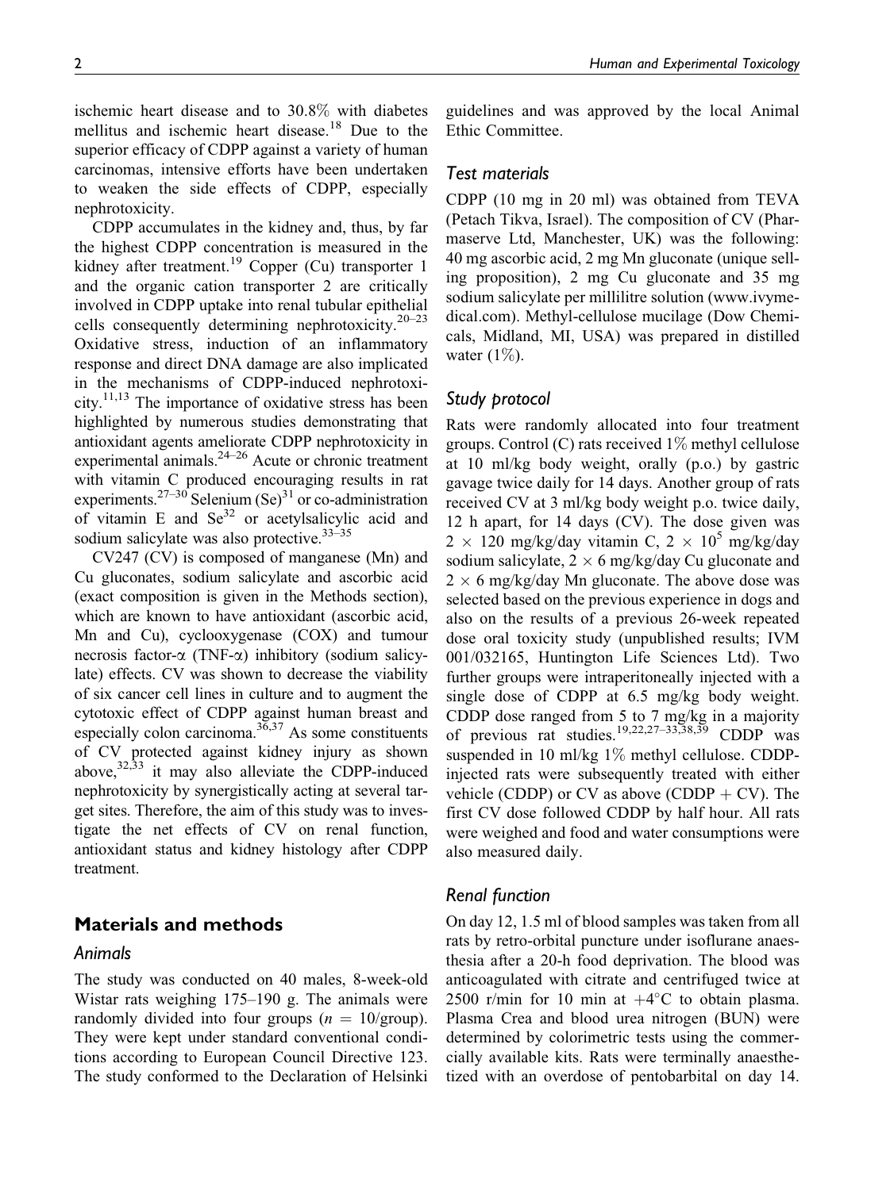ischemic heart disease and to 30.8% with diabetes mellitus and ischemic heart disease.[18] Due to the superior efficacy of CDPP against a variety of human carcinomas, intensive efforts have been undertaken to weaken the side effects of CDPP, especially nephrotoxicity.

CDPP accumulates in the kidney and, thus, by far the highest CDPP concentration is measured in the kidney after treatment.[19] Copper (Cu) transporter 1 and the organic cation transporter 2 are critically involved in CDPP uptake into renal tubular epithelial cells consequently determining nephrotoxicity.[20–23] Oxidative stress, induction of an inflammatory response and direct DNA damage are also implicated in the mechanisms of CDPP-induced nephrotoxicity.[11,13] The importance of oxidative stress has been highlighted by numerous studies demonstrating that antioxidant agents ameliorate CDPP nephrotoxicity in experimental animals.[24–26] Acute or chronic treatment with vitamin C produced encouraging results in rat experiments.[27–30] Selenium (Se)[31] or co-administration of vitamin E and Se[32] or acetylsalicylic acid and sodium salicylate was also protective.[33–35]

CV247 (CV) is composed of manganese (Mn) and Cu gluconates, sodium salicylate and ascorbic acid (exact composition is given in the Methods section), which are known to have antioxidant (ascorbic acid, Mn and Cu), cyclooxygenase (COX) and tumour necrosis factor-$\alpha$ (TNF-$\alpha$) inhibitory (sodium salicylate) effects. CV was shown to decrease the viability of six cancer cell lines in culture and to augment the cytotoxic effect of CDPP against human breast and especially colon carcinoma.[36,37] As some constituents of CV protected against kidney injury as shown above,[32,33] it may also alleviate the CDPP-induced nephrotoxicity by synergistically acting at several target sites. Therefore, the aim of this study was to investigate the net effects of CV on renal function, antioxidant status and kidney histology after CDPP treatment.

## Materials and methods

### Animals

The study was conducted on 40 males, 8-week-old Wistar rats weighing 175–190 g. The animals were randomly divided into four groups ($n = 10$/group). They were kept under standard conventional conditions according to European Council Directive 123. The study conformed to the Declaration of Helsinki guidelines and was approved by the local Animal Ethic Committee.

### Test materials

CDPP (10 mg in 20 ml) was obtained from TEVA (Petach Tikva, Israel). The composition of CV (Pharmaserve Ltd, Manchester, UK) was the following: 40 mg ascorbic acid, 2 mg Mn gluconate (unique selling proposition), 2 mg Cu gluconate and 35 mg sodium salicylate per millilitre solution (www.ivymedical.com). Methyl-cellulose mucilage (Dow Chemicals, Midland, MI, USA) was prepared in distilled water (1%).

### Study protocol

Rats were randomly allocated into four treatment groups. Control (C) rats received 1% methyl cellulose at 10 ml/kg body weight, orally (p.o.) by gastric gavage twice daily for 14 days. Another group of rats received CV at 3 ml/kg body weight p.o. twice daily, 12 h apart, for 14 days (CV). The dose given was $2 \times 120$ mg/kg/day vitamin C, $2 \times 10^5$ mg/kg/day sodium salicylate, $2 \times 6$ mg/kg/day Cu gluconate and $2 \times 6$ mg/kg/day Mn gluconate. The above dose was selected based on the previous experience in dogs and also on the results of a previous 26-week repeated dose oral toxicity study (unpublished results; IVM 001/032165, Huntington Life Sciences Ltd). Two further groups were intraperitoneally injected with a single dose of CDPP at 6.5 mg/kg body weight. CDDP dose ranged from 5 to 7 mg/kg in a majority of previous rat studies.[19,22,27–33,38,39] CDDP was suspended in 10 ml/kg 1% methyl cellulose. CDDP-injected rats were subsequently treated with either vehicle (CDDP) or CV as above (CDDP + CV). The first CV dose followed CDDP by half hour. All rats were weighed and food and water consumptions were also measured daily.

### Renal function

On day 12, 1.5 ml of blood samples was taken from all rats by retro-orbital puncture under isoflurane anaesthesia after a 20-h food deprivation. The blood was anticoagulated with citrate and centrifuged twice at 2500 r/min for 10 min at +4°C to obtain plasma. Plasma Crea and blood urea nitrogen (BUN) were determined by colorimetric tests using the commercially available kits. Rats were terminally anaesthetized with an overdose of pentobarbital on day 14.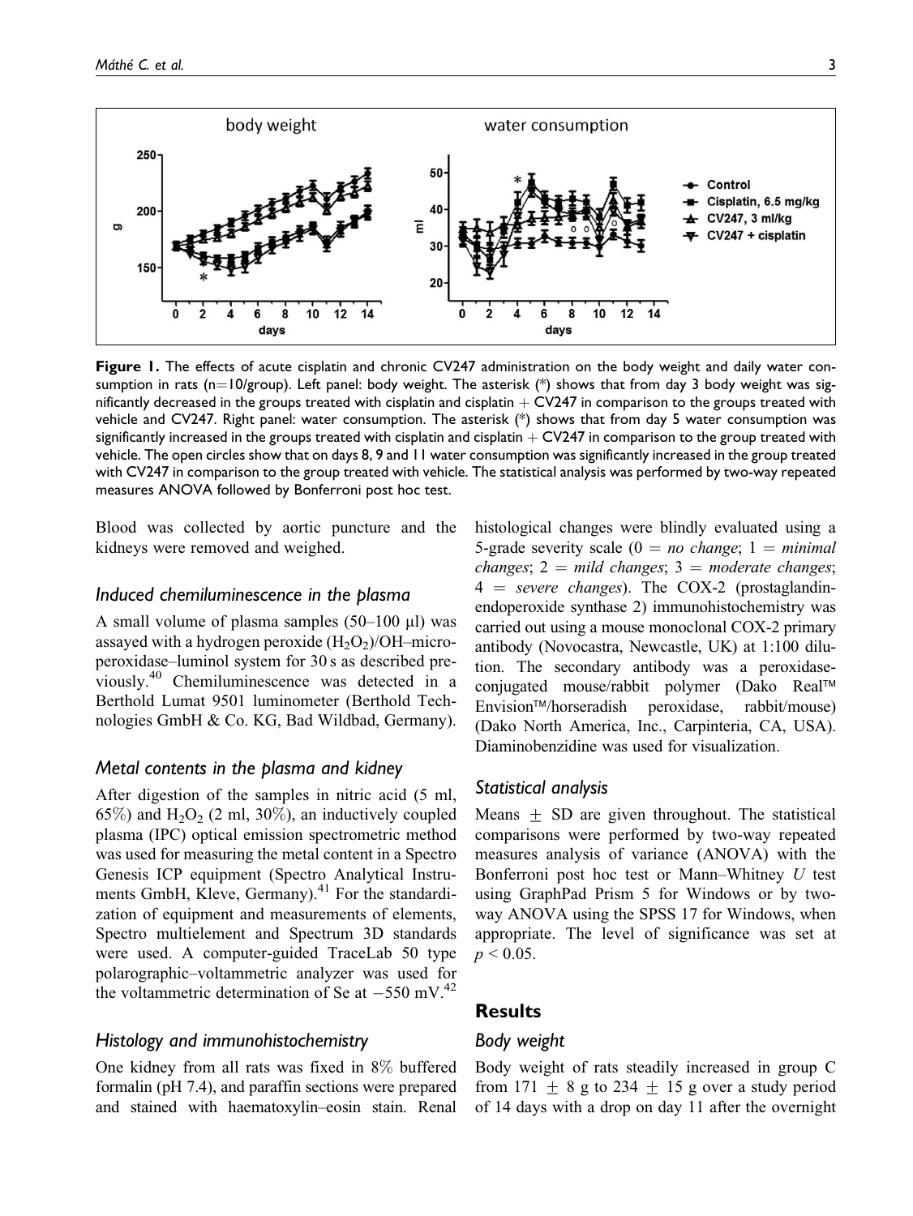**Figure 1.** The effects of acute cisplatin and chronic CV247 administration on the body weight and daily water consumption in rats (n=10/group). Left panel: body weight. The asterisk (*) shows that from day 3 body weight was significantly decreased in the groups treated with cisplatin and cisplatin + CV247 in comparison to the groups treated with vehicle and CV247. Right panel: water consumption. The asterisk (*) shows that from day 5 water consumption was significantly increased in the groups treated with cisplatin and cisplatin + CV247 in comparison to the group treated with vehicle. The open circles show that on days 8, 9 and 11 water consumption was significantly increased in the group treated with CV247 in comparison to the group treated with vehicle. The statistical analysis was performed by two-way repeated measures ANOVA followed by Bonferroni post hoc test.

Blood was collected by aortic puncture and the kidneys were removed and weighed.

### Induced chemiluminescence in the plasma

A small volume of plasma samples (50–100 µl) was assayed with a hydrogen peroxide ($H_2O_2$)/OH–microperoxidase–luminol system for 30 s as described previously.[40] Chemiluminescence was detected in a Berthold Lumat 9501 luminometer (Berthold Technologies GmbH & Co. KG, Bad Wildbad, Germany).

### Metal contents in the plasma and kidney

After digestion of the samples in nitric acid (5 ml, 65%) and $H_2O_2$ (2 ml, 30%), an inductively coupled plasma (IPC) optical emission spectrometric method was used for measuring the metal content in a Spectro Genesis ICP equipment (Spectro Analytical Instruments GmbH, Kleve, Germany).[41] For the standardization of equipment and measurements of elements, Spectro multielement and Spectrum 3D standards were used. A computer-guided TraceLab 50 type polarographic–voltammetric analyzer was used for the voltammetric determination of Se at −550 mV.[42]

### Histology and immunohistochemistry

One kidney from all rats was fixed in 8% buffered formalin (pH 7.4), and paraffin sections were prepared and stained with haematoxylin–eosin stain. Renal histological changes were blindly evaluated using a 5-grade severity scale (0 = *no change*; 1 = *minimal changes*; 2 = *mild changes*; 3 = *moderate changes*; 4 = *severe changes*). The COX-2 (prostaglandin-endoperoxide synthase 2) immunohistochemistry was carried out using a mouse monoclonal COX-2 primary antibody (Novocastra, Newcastle, UK) at 1:100 dilution. The secondary antibody was a peroxidase-conjugated mouse/rabbit polymer (Dako Real™ Envision™/horseradish peroxidase, rabbit/mouse) (Dako North America, Inc., Carpinteria, CA, USA). Diaminobenzidine was used for visualization.

### Statistical analysis

Means ± SD are given throughout. The statistical comparisons were performed by two-way repeated measures analysis of variance (ANOVA) with the Bonferroni post hoc test or Mann–Whitney *U* test using GraphPad Prism 5 for Windows or by two-way ANOVA using the SPSS 17 for Windows, when appropriate. The level of significance was set at $p < 0.05$.

## Results

### Body weight

Body weight of rats steadily increased in group C from 171 ± 8 g to 234 ± 15 g over a study period of 14 days with a drop on day 11 after the overnight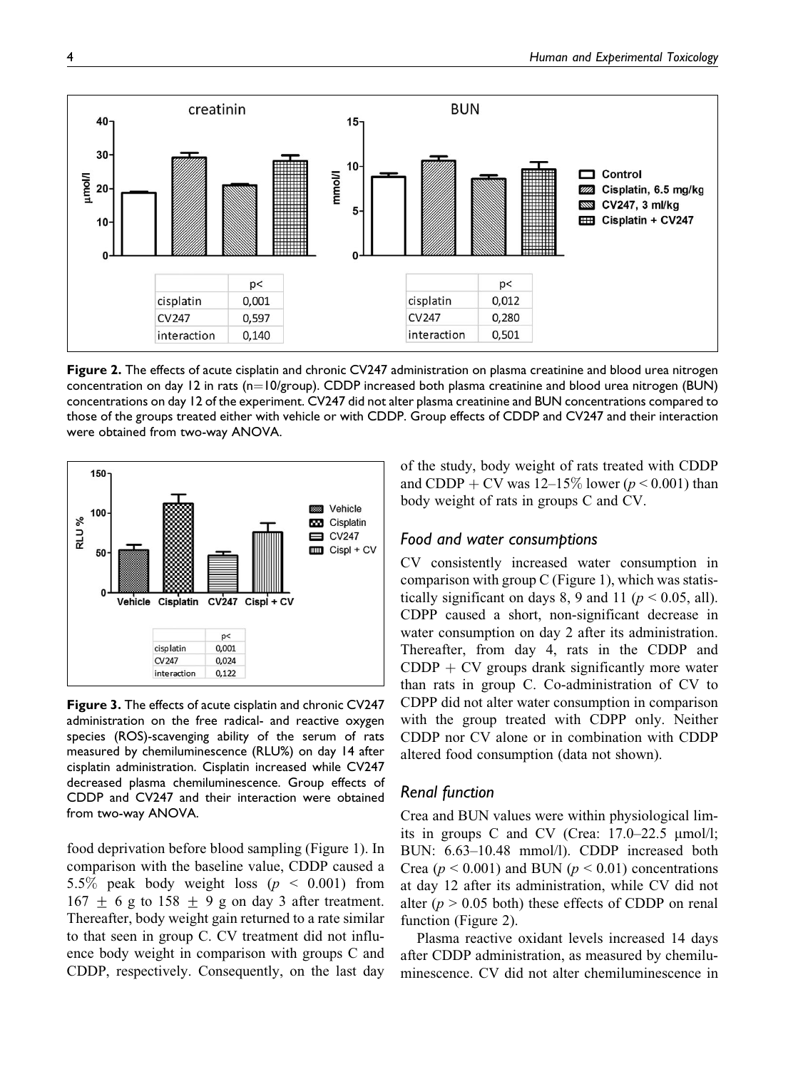**Figure 2.** The effects of acute cisplatin and chronic CV247 administration on plasma creatinine and blood urea nitrogen concentration on day 12 in rats (n=10/group). CDDP increased both plasma creatinine and blood urea nitrogen (BUN) concentrations on day 12 of the experiment. CV247 did not alter plasma creatinine and BUN concentrations compared to those of the groups treated either with vehicle or with CDDP. Group effects of CDDP and CV247 and their interaction were obtained from two-way ANOVA.

**Figure 3.** The effects of acute cisplatin and chronic CV247 administration on the free radical- and reactive oxygen species (ROS)-scavenging ability of the serum of rats measured by chemiluminescence (RLU%) on day 14 after cisplatin administration. Cisplatin increased while CV247 decreased plasma chemiluminescence. Group effects of CDDP and CV247 and their interaction were obtained from two-way ANOVA.

food deprivation before blood sampling (Figure 1). In comparison with the baseline value, CDDP caused a 5.5% peak body weight loss ($p < 0.001$) from $167 \pm 6$ g to $158 \pm 9$ g on day 3 after treatment. Thereafter, body weight gain returned to a rate similar to that seen in group C. CV treatment did not influence body weight in comparison with groups C and CDDP, respectively. Consequently, on the last day of the study, body weight of rats treated with CDDP and CDDP + CV was 12–15% lower ($p < 0.001$) than body weight of rats in groups C and CV.

### *Food and water consumptions*

CV consistently increased water consumption in comparison with group C (Figure 1), which was statistically significant on days 8, 9 and 11 ($p < 0.05$, all). CDPP caused a short, non-significant decrease in water consumption on day 2 after its administration. Thereafter, from day 4, rats in the CDDP and CDDP + CV groups drank significantly more water than rats in group C. Co-administration of CV to CDPP did not alter water consumption in comparison with the group treated with CDPP only. Neither CDDP nor CV alone or in combination with CDDP altered food consumption (data not shown).

### *Renal function*

Crea and BUN values were within physiological limits in groups C and CV (Crea: 17.0–22.5 µmol/l; BUN: 6.63–10.48 mmol/l). CDDP increased both Crea ($p < 0.001$) and BUN ($p < 0.01$) concentrations at day 12 after its administration, while CV did not alter ($p > 0.05$ both) these effects of CDDP on renal function (Figure 2).

Plasma reactive oxidant levels increased 14 days after CDDP administration, as measured by chemiluminescence. CV did not alter chemiluminescence in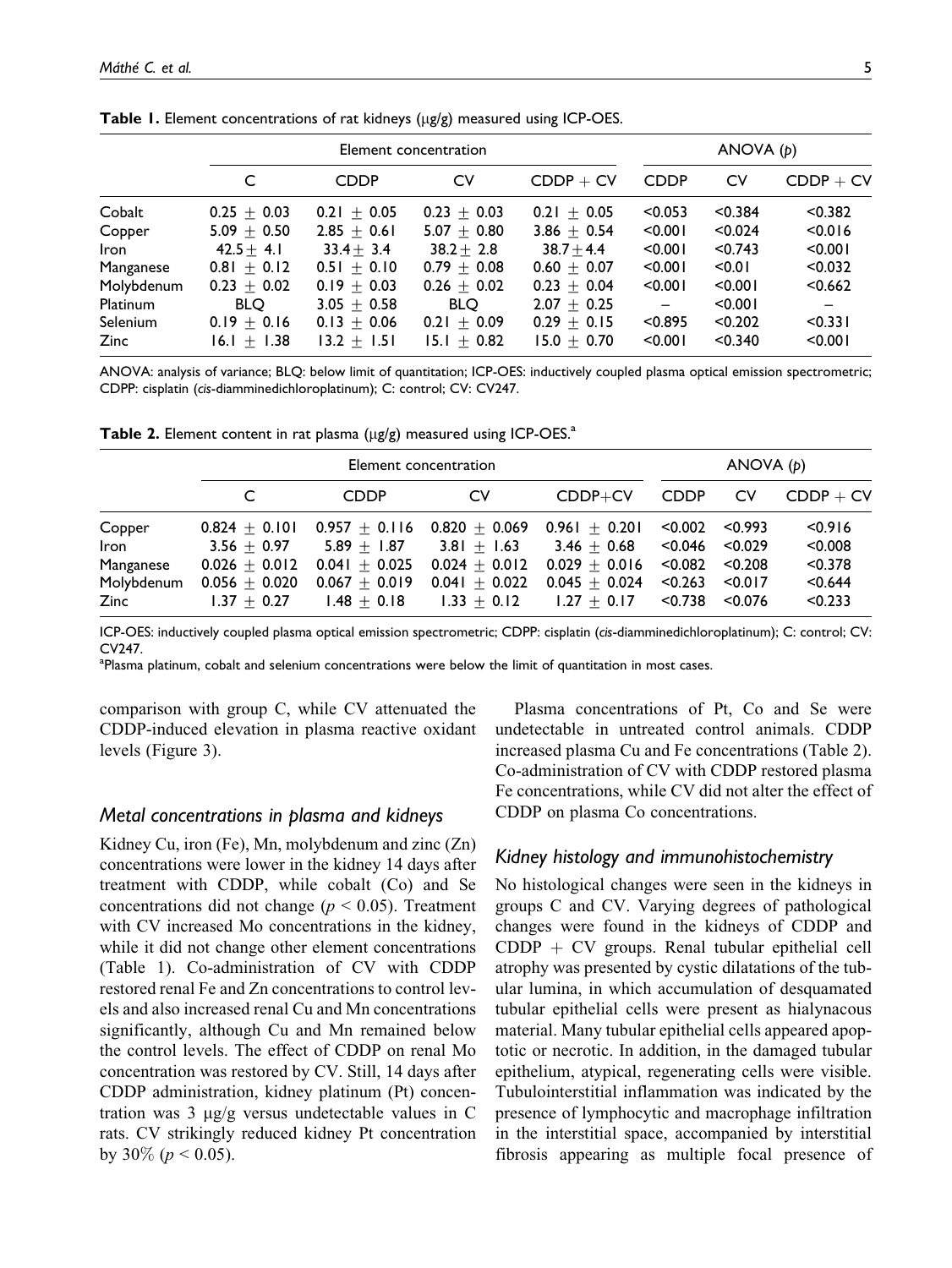**Table 1.** Element concentrations of rat kidneys (μg/g) measured using ICP-OES.

| | Element concentration | | | | ANOVA (*p*) | | |
|---|---|---|---|---|---|---|---|
| | C | CDDP | CV | CDDP + CV | CDDP | CV | CDDP + CV |
| Cobalt | 0.25 ± 0.03 | 0.21 ± 0.05 | 0.23 ± 0.03 | 0.21 ± 0.05 | <0.053 | <0.384 | <0.382 |
| Copper | 5.09 ± 0.50 | 2.85 ± 0.61 | 5.07 ± 0.80 | 3.86 ± 0.54 | <0.001 | <0.024 | <0.016 |
| Iron | 42.5 ± 4.1 | 33.4 ± 3.4 | 38.2 ± 2.8 | 38.7 ± 4.4 | <0.001 | <0.743 | <0.001 |
| Manganese | 0.81 ± 0.12 | 0.51 ± 0.10 | 0.79 ± 0.08 | 0.60 ± 0.07 | <0.001 | <0.01 | <0.032 |
| Molybdenum | 0.23 ± 0.02 | 0.19 ± 0.03 | 0.26 ± 0.02 | 0.23 ± 0.04 | <0.001 | <0.001 | <0.662 |
| Platinum | BLQ | 3.05 ± 0.58 | BLQ | 2.07 ± 0.25 | – | <0.001 | – |
| Selenium | 0.19 ± 0.16 | 0.13 ± 0.06 | 0.21 ± 0.09 | 0.29 ± 0.15 | <0.895 | <0.202 | <0.331 |
| Zinc | 16.1 ± 1.38 | 13.2 ± 1.51 | 15.1 ± 0.82 | 15.0 ± 0.70 | <0.001 | <0.340 | <0.001 |

ANOVA: analysis of variance; BLQ: below limit of quantitation; ICP-OES: inductively coupled plasma optical emission spectrometric; CDPP: cisplatin (*cis*-diamminedichloroplatinum); C: control; CV: CV247.

**Table 2.** Element content in rat plasma (μg/g) measured using ICP-OES.[a]

| | Element concentration | | | | ANOVA (*p*) | | |
|---|---|---|---|---|---|---|---|
| | C | CDDP | CV | CDDP+CV | CDDP | CV | CDDP + CV |
| Copper | 0.824 ± 0.101 | 0.957 ± 0.116 | 0.820 ± 0.069 | 0.961 ± 0.201 | <0.002 | <0.993 | <0.916 |
| Iron | 3.56 ± 0.97 | 5.89 ± 1.87 | 3.81 ± 1.63 | 3.46 ± 0.68 | <0.046 | <0.029 | <0.008 |
| Manganese | 0.026 ± 0.012 | 0.041 ± 0.025 | 0.024 ± 0.012 | 0.029 ± 0.016 | <0.082 | <0.208 | <0.378 |
| Molybdenum | 0.056 ± 0.020 | 0.067 ± 0.019 | 0.041 ± 0.022 | 0.045 ± 0.024 | <0.263 | <0.017 | <0.644 |
| Zinc | 1.37 ± 0.27 | 1.48 ± 0.18 | 1.33 ± 0.12 | 1.27 ± 0.17 | <0.738 | <0.076 | <0.233 |

ICP-OES: inductively coupled plasma optical emission spectrometric; CDPP: cisplatin (*cis*-diamminedichloroplatinum); C: control; CV: CV247.

[a]Plasma platinum, cobalt and selenium concentrations were below the limit of quantitation in most cases.

comparison with group C, while CV attenuated the CDDP-induced elevation in plasma reactive oxidant levels (Figure 3).

### *Metal concentrations in plasma and kidneys*

Kidney Cu, iron (Fe), Mn, molybdenum and zinc (Zn) concentrations were lower in the kidney 14 days after treatment with CDDP, while cobalt (Co) and Se concentrations did not change ($p < 0.05$). Treatment with CV increased Mo concentrations in the kidney, while it did not change other element concentrations (Table 1). Co-administration of CV with CDDP restored renal Fe and Zn concentrations to control levels and also increased renal Cu and Mn concentrations significantly, although Cu and Mn remained below the control levels. The effect of CDDP on renal Mo concentration was restored by CV. Still, 14 days after CDDP administration, kidney platinum (Pt) concentration was 3 μg/g versus undetectable values in C rats. CV strikingly reduced kidney Pt concentration by 30% ($p < 0.05$).

Plasma concentrations of Pt, Co and Se were undetectable in untreated control animals. CDDP increased plasma Cu and Fe concentrations (Table 2). Co-administration of CV with CDDP restored plasma Fe concentrations, while CV did not alter the effect of CDDP on plasma Co concentrations.

### *Kidney histology and immunohistochemistry*

No histological changes were seen in the kidneys in groups C and CV. Varying degrees of pathological changes were found in the kidneys of CDDP and CDDP + CV groups. Renal tubular epithelial cell atrophy was presented by cystic dilatations of the tubular lumina, in which accumulation of desquamated tubular epithelial cells were present as hialynacous material. Many tubular epithelial cells appeared apoptotic or necrotic. In addition, in the damaged tubular epithelium, atypical, regenerating cells were visible. Tubulointerstitial inflammation was indicated by the presence of lymphocytic and macrophage infiltration in the interstitial space, accompanied by interstitial fibrosis appearing as multiple focal presence of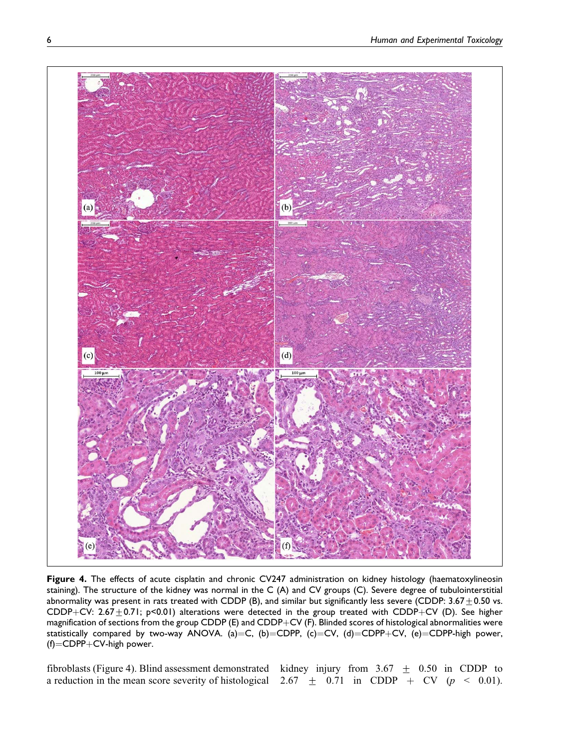**Figure 4.** The effects of acute cisplatin and chronic CV247 administration on kidney histology (haematoxylineosin staining). The structure of the kidney was normal in the C (A) and CV groups (C). Severe degree of tubulointerstitial abnormality was present in rats treated with CDDP (B), and similar but significantly less severe (CDDP: $3.67 \pm 0.50$ vs. CDDP+CV: $2.67 \pm 0.71$; $p<0.01$) alterations were detected in the group treated with CDDP+CV (D). See higher magnification of sections from the group CDDP (E) and CDDP+CV (F). Blinded scores of histological abnormalities were statistically compared by two-way ANOVA. (a)=C, (b)=CDPP, (c)=CV, (d)=CDPP+CV, (e)=CDPP-high power, (f)=CDPP+CV-high power.

fibroblasts (Figure 4). Blind assessment demonstrated a reduction in the mean score severity of histological kidney injury from $3.67 \pm 0.50$ in CDDP to $2.67 \pm 0.71$ in CDDP + CV ($p < 0.01$).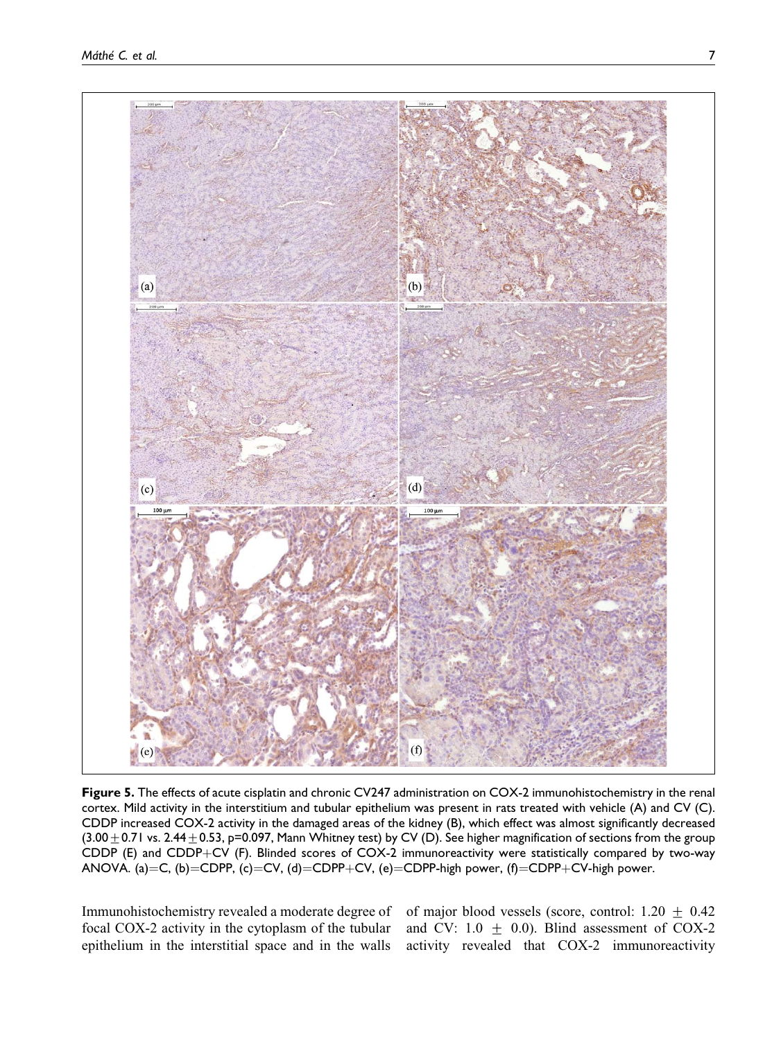**Figure 5.** The effects of acute cisplatin and chronic CV247 administration on COX-2 immunohistochemistry in the renal cortex. Mild activity in the interstitium and tubular epithelium was present in rats treated with vehicle (A) and CV (C). CDDP increased COX-2 activity in the damaged areas of the kidney (B), which effect was almost significantly decreased ($3.00 \pm 0.71$ vs. $2.44 \pm 0.53$, $p=0.097$, Mann Whitney test) by CV (D). See higher magnification of sections from the group CDDP (E) and CDDP+CV (F). Blinded scores of COX-2 immunoreactivity were statistically compared by two-way ANOVA. (a)=C, (b)=CDPP, (c)=CV, (d)=CDPP+CV, (e)=CDPP-high power, (f)=CDPP+CV-high power.

Immunohistochemistry revealed a moderate degree of focal COX-2 activity in the cytoplasm of the tubular epithelium in the interstitial space and in the walls of major blood vessels (score, control: $1.20 \pm 0.42$ and CV: $1.0 \pm 0.0$). Blind assessment of COX-2 activity revealed that COX-2 immunoreactivity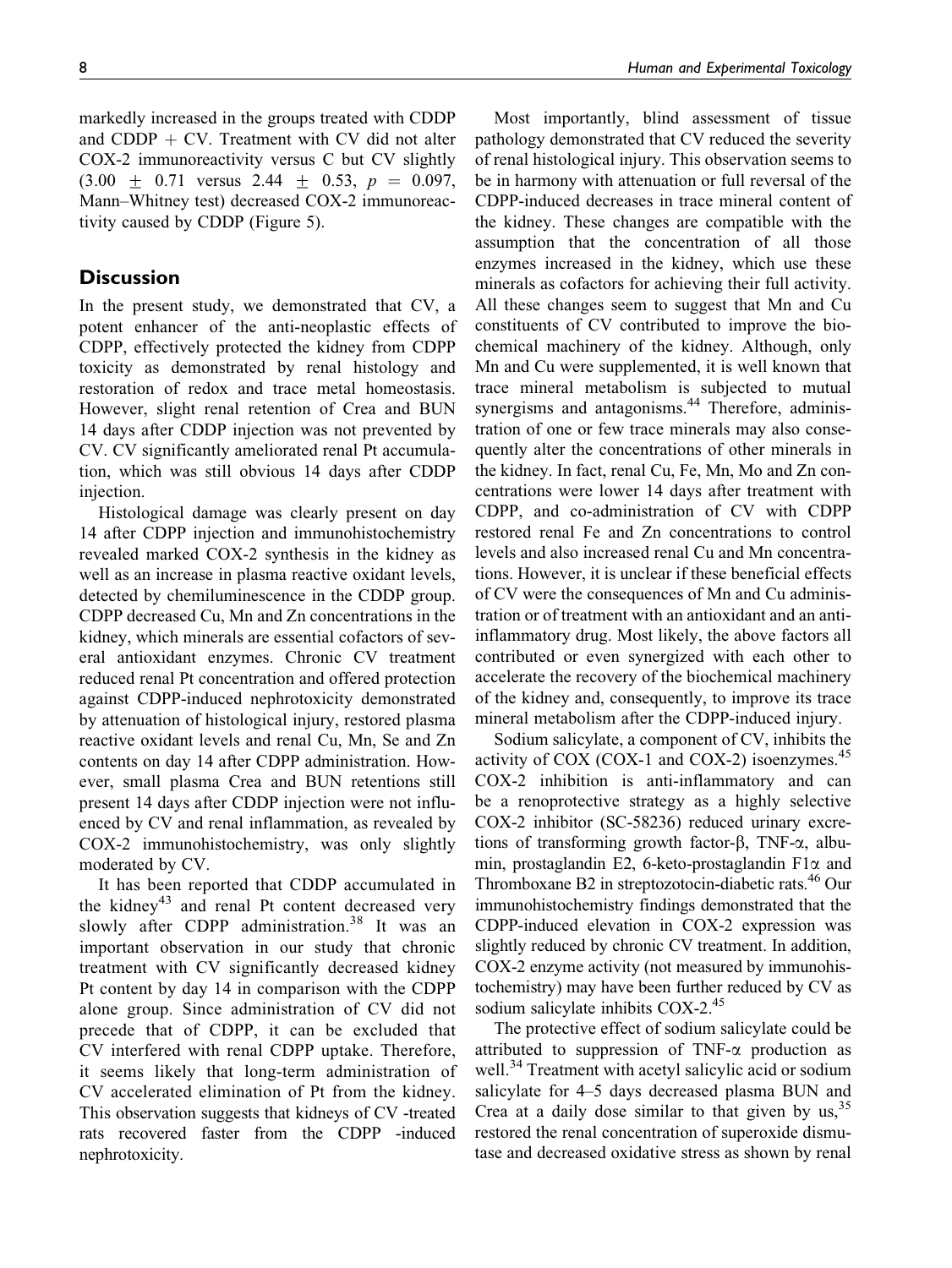markedly increased in the groups treated with CDDP and CDDP + CV. Treatment with CV did not alter COX-2 immunoreactivity versus C but CV slightly ($3.00 \pm 0.71$ versus $2.44 \pm 0.53$, $p = 0.097$, Mann–Whitney test) decreased COX-2 immunoreactivity caused by CDDP (Figure 5).

## Discussion

In the present study, we demonstrated that CV, a potent enhancer of the anti-neoplastic effects of CDPP, effectively protected the kidney from CDPP toxicity as demonstrated by renal histology and restoration of redox and trace metal homeostasis. However, slight renal retention of Crea and BUN 14 days after CDDP injection was not prevented by CV. CV significantly ameliorated renal Pt accumulation, which was still obvious 14 days after CDDP injection.

Histological damage was clearly present on day 14 after CDPP injection and immunohistochemistry revealed marked COX-2 synthesis in the kidney as well as an increase in plasma reactive oxidant levels, detected by chemiluminescence in the CDDP group. CDPP decreased Cu, Mn and Zn concentrations in the kidney, which minerals are essential cofactors of several antioxidant enzymes. Chronic CV treatment reduced renal Pt concentration and offered protection against CDPP-induced nephrotoxicity demonstrated by attenuation of histological injury, restored plasma reactive oxidant levels and renal Cu, Mn, Se and Zn contents on day 14 after CDPP administration. However, small plasma Crea and BUN retentions still present 14 days after CDDP injection were not influenced by CV and renal inflammation, as revealed by COX-2 immunohistochemistry, was only slightly moderated by CV.

It has been reported that CDDP accumulated in the kidney[43] and renal Pt content decreased very slowly after CDPP administration.[38] It was an important observation in our study that chronic treatment with CV significantly decreased kidney Pt content by day 14 in comparison with the CDPP alone group. Since administration of CV did not precede that of CDPP, it can be excluded that CV interfered with renal CDPP uptake. Therefore, it seems likely that long-term administration of CV accelerated elimination of Pt from the kidney. This observation suggests that kidneys of CV -treated rats recovered faster from the CDPP -induced nephrotoxicity.

Most importantly, blind assessment of tissue pathology demonstrated that CV reduced the severity of renal histological injury. This observation seems to be in harmony with attenuation or full reversal of the CDPP-induced decreases in trace mineral content of the kidney. These changes are compatible with the assumption that the concentration of all those enzymes increased in the kidney, which use these minerals as cofactors for achieving their full activity. All these changes seem to suggest that Mn and Cu constituents of CV contributed to improve the biochemical machinery of the kidney. Although, only Mn and Cu were supplemented, it is well known that trace mineral metabolism is subjected to mutual synergisms and antagonisms.[44] Therefore, administration of one or few trace minerals may also consequently alter the concentrations of other minerals in the kidney. In fact, renal Cu, Fe, Mn, Mo and Zn concentrations were lower 14 days after treatment with CDPP, and co-administration of CV with CDPP restored renal Fe and Zn concentrations to control levels and also increased renal Cu and Mn concentrations. However, it is unclear if these beneficial effects of CV were the consequences of Mn and Cu administration or of treatment with an antioxidant and an anti-inflammatory drug. Most likely, the above factors all contributed or even synergized with each other to accelerate the recovery of the biochemical machinery of the kidney and, consequently, to improve its trace mineral metabolism after the CDPP-induced injury.

Sodium salicylate, a component of CV, inhibits the activity of COX (COX-1 and COX-2) isoenzymes.[45] COX-2 inhibition is anti-inflammatory and can be a renoprotective strategy as a highly selective COX-2 inhibitor (SC-58236) reduced urinary excretions of transforming growth factor-β, TNF-α, albumin, prostaglandin E2, 6-keto-prostaglandin F1α and Thromboxane B2 in streptozotocin-diabetic rats.[46] Our immunohistochemistry findings demonstrated that the CDPP-induced elevation in COX-2 expression was slightly reduced by chronic CV treatment. In addition, COX-2 enzyme activity (not measured by immunohistochemistry) may have been further reduced by CV as sodium salicylate inhibits COX-2.[45]

The protective effect of sodium salicylate could be attributed to suppression of TNF-α production as well.[34] Treatment with acetyl salicylic acid or sodium salicylate for 4–5 days decreased plasma BUN and Crea at a daily dose similar to that given by us,[35] restored the renal concentration of superoxide dismutase and decreased oxidative stress as shown by renal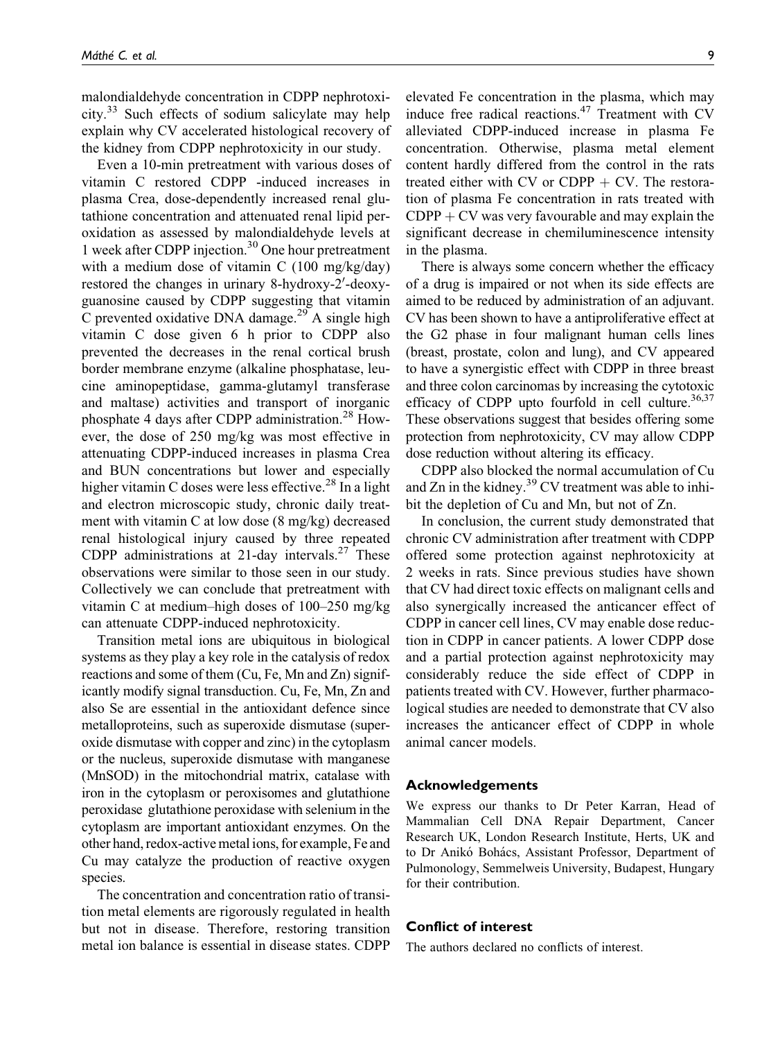malondialdehyde concentration in CDPP nephrotoxicity.[33] Such effects of sodium salicylate may help explain why CV accelerated histological recovery of the kidney from CDPP nephrotoxicity in our study.

Even a 10-min pretreatment with various doses of vitamin C restored CDPP -induced increases in plasma Crea, dose-dependently increased renal glutathione concentration and attenuated renal lipid peroxidation as assessed by malondialdehyde levels at 1 week after CDPP injection.[30] One hour pretreatment with a medium dose of vitamin C (100 mg/kg/day) restored the changes in urinary 8-hydroxy-2′-deoxyguanosine caused by CDPP suggesting that vitamin C prevented oxidative DNA damage.[29] A single high vitamin C dose given 6 h prior to CDPP also prevented the decreases in the renal cortical brush border membrane enzyme (alkaline phosphatase, leucine aminopeptidase, gamma-glutamyl transferase and maltase) activities and transport of inorganic phosphate 4 days after CDPP administration.[28] However, the dose of 250 mg/kg was most effective in attenuating CDPP-induced increases in plasma Crea and BUN concentrations but lower and especially higher vitamin C doses were less effective.[28] In a light and electron microscopic study, chronic daily treatment with vitamin C at low dose (8 mg/kg) decreased renal histological injury caused by three repeated CDPP administrations at 21-day intervals.[27] These observations were similar to those seen in our study. Collectively we can conclude that pretreatment with vitamin C at medium–high doses of 100–250 mg/kg can attenuate CDPP-induced nephrotoxicity.

Transition metal ions are ubiquitous in biological systems as they play a key role in the catalysis of redox reactions and some of them (Cu, Fe, Mn and Zn) significantly modify signal transduction. Cu, Fe, Mn, Zn and also Se are essential in the antioxidant defence since metalloproteins, such as superoxide dismutase (superoxide dismutase with copper and zinc) in the cytoplasm or the nucleus, superoxide dismutase with manganese (MnSOD) in the mitochondrial matrix, catalase with iron in the cytoplasm or peroxisomes and glutathione peroxidase glutathione peroxidase with selenium in the cytoplasm are important antioxidant enzymes. On the other hand, redox-active metal ions, for example, Fe and Cu may catalyze the production of reactive oxygen species.

The concentration and concentration ratio of transition metal elements are rigorously regulated in health but not in disease. Therefore, restoring transition metal ion balance is essential in disease states. CDPP elevated Fe concentration in the plasma, which may induce free radical reactions.[47] Treatment with CV alleviated CDPP-induced increase in plasma Fe concentration. Otherwise, plasma metal element content hardly differed from the control in the rats treated either with CV or CDPP + CV. The restoration of plasma Fe concentration in rats treated with CDPP + CV was very favourable and may explain the significant decrease in chemiluminescence intensity in the plasma.

There is always some concern whether the efficacy of a drug is impaired or not when its side effects are aimed to be reduced by administration of an adjuvant. CV has been shown to have a antiproliferative effect at the G2 phase in four malignant human cells lines (breast, prostate, colon and lung), and CV appeared to have a synergistic effect with CDPP in three breast and three colon carcinomas by increasing the cytotoxic efficacy of CDPP upto fourfold in cell culture.[36,37] These observations suggest that besides offering some protection from nephrotoxicity, CV may allow CDPP dose reduction without altering its efficacy.

CDPP also blocked the normal accumulation of Cu and Zn in the kidney.[39] CV treatment was able to inhibit the depletion of Cu and Mn, but not of Zn.

In conclusion, the current study demonstrated that chronic CV administration after treatment with CDPP offered some protection against nephrotoxicity at 2 weeks in rats. Since previous studies have shown that CV had direct toxic effects on malignant cells and also synergically increased the anticancer effect of CDPP in cancer cell lines, CV may enable dose reduction in CDPP in cancer patients. A lower CDPP dose and a partial protection against nephrotoxicity may considerably reduce the side effect of CDPP in patients treated with CV. However, further pharmacological studies are needed to demonstrate that CV also increases the anticancer effect of CDPP in whole animal cancer models.

## Acknowledgements

We express our thanks to Dr Peter Karran, Head of Mammalian Cell DNA Repair Department, Cancer Research UK, London Research Institute, Herts, UK and to Dr Anikó Bohács, Assistant Professor, Department of Pulmonology, Semmelweis University, Budapest, Hungary for their contribution.

## Conflict of interest

The authors declared no conflicts of interest.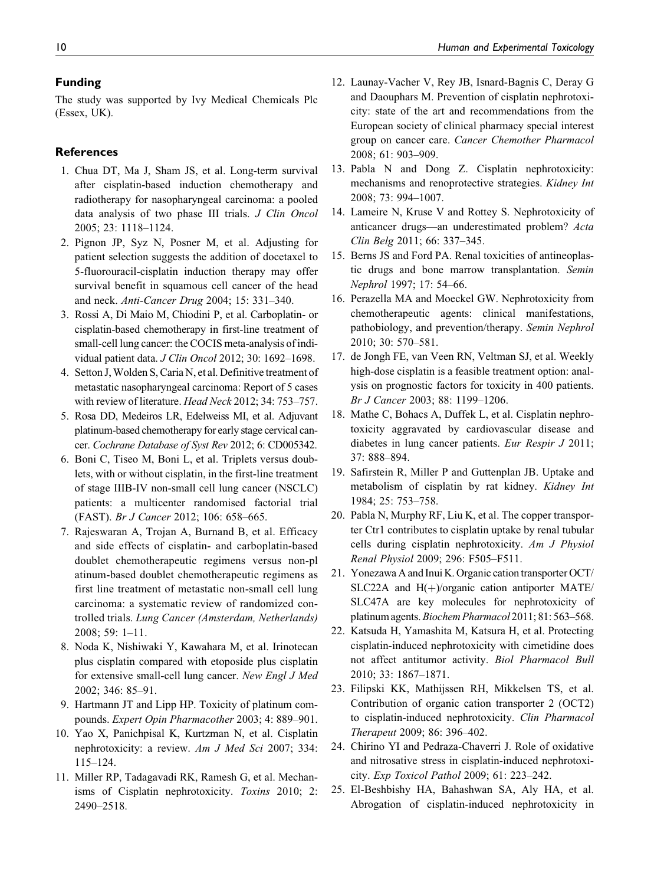## Funding

The study was supported by Ivy Medical Chemicals Plc (Essex, UK).

## References

1. Chua DT, Ma J, Sham JS, et al. Long-term survival after cisplatin-based induction chemotherapy and radiotherapy for nasopharyngeal carcinoma: a pooled data analysis of two phase III trials. *J Clin Oncol* 2005; 23: 1118–1124.
2. Pignon JP, Syz N, Posner M, et al. Adjusting for patient selection suggests the addition of docetaxel to 5-fluorouracil-cisplatin induction therapy may offer survival benefit in squamous cell cancer of the head and neck. *Anti-Cancer Drug* 2004; 15: 331–340.
3. Rossi A, Di Maio M, Chiodini P, et al. Carboplatin- or cisplatin-based chemotherapy in first-line treatment of small-cell lung cancer: the COCIS meta-analysis of individual patient data. *J Clin Oncol* 2012; 30: 1692–1698.
4. Setton J, Wolden S, Caria N, et al. Definitive treatment of metastatic nasopharyngeal carcinoma: Report of 5 cases with review of literature. *Head Neck* 2012; 34: 753–757.
5. Rosa DD, Medeiros LR, Edelweiss MI, et al. Adjuvant platinum-based chemotherapy for early stage cervical cancer. *Cochrane Database of Syst Rev* 2012; 6: CD005342.
6. Boni C, Tiseo M, Boni L, et al. Triplets versus doublets, with or without cisplatin, in the first-line treatment of stage IIIB-IV non-small cell lung cancer (NSCLC) patients: a multicenter randomised factorial trial (FAST). *Br J Cancer* 2012; 106: 658–665.
7. Rajeswaran A, Trojan A, Burnand B, et al. Efficacy and side effects of cisplatin- and carboplatin-based doublet chemotherapeutic regimens versus non-pl atinum-based doublet chemotherapeutic regimens as first line treatment of metastatic non-small cell lung carcinoma: a systematic review of randomized controlled trials. *Lung Cancer (Amsterdam, Netherlands)* 2008; 59: 1–11.
8. Noda K, Nishiwaki Y, Kawahara M, et al. Irinotecan plus cisplatin compared with etoposide plus cisplatin for extensive small-cell lung cancer. *New Engl J Med* 2002; 346: 85–91.
9. Hartmann JT and Lipp HP. Toxicity of platinum compounds. *Expert Opin Pharmacother* 2003; 4: 889–901.
10. Yao X, Panichpisal K, Kurtzman N, et al. Cisplatin nephrotoxicity: a review. *Am J Med Sci* 2007; 334: 115–124.
11. Miller RP, Tadagavadi RK, Ramesh G, et al. Mechanisms of Cisplatin nephrotoxicity. *Toxins* 2010; 2: 2490–2518.
12. Launay-Vacher V, Rey JB, Isnard-Bagnis C, Deray G and Daouphars M. Prevention of cisplatin nephrotoxicity: state of the art and recommendations from the European society of clinical pharmacy special interest group on cancer care. *Cancer Chemother Pharmacol* 2008; 61: 903–909.
13. Pabla N and Dong Z. Cisplatin nephrotoxicity: mechanisms and renoprotective strategies. *Kidney Int* 2008; 73: 994–1007.
14. Lameire N, Kruse V and Rottey S. Nephrotoxicity of anticancer drugs—an underestimated problem? *Acta Clin Belg* 2011; 66: 337–345.
15. Berns JS and Ford PA. Renal toxicities of antineoplastic drugs and bone marrow transplantation. *Semin Nephrol* 1997; 17: 54–66.
16. Perazella MA and Moeckel GW. Nephrotoxicity from chemotherapeutic agents: clinical manifestations, pathobiology, and prevention/therapy. *Semin Nephrol* 2010; 30: 570–581.
17. de Jongh FE, van Veen RN, Veltman SJ, et al. Weekly high-dose cisplatin is a feasible treatment option: analysis on prognostic factors for toxicity in 400 patients. *Br J Cancer* 2003; 88: 1199–1206.
18. Mathe C, Bohacs A, Duffek L, et al. Cisplatin nephrotoxicity aggravated by cardiovascular disease and diabetes in lung cancer patients. *Eur Respir J* 2011; 37: 888–894.
19. Safirstein R, Miller P and Guttenplan JB. Uptake and metabolism of cisplatin by rat kidney. *Kidney Int* 1984; 25: 753–758.
20. Pabla N, Murphy RF, Liu K, et al. The copper transporter Ctr1 contributes to cisplatin uptake by renal tubular cells during cisplatin nephrotoxicity. *Am J Physiol Renal Physiol* 2009; 296: F505–F511.
21. Yonezawa A and Inui K. Organic cation transporter OCT/SLC22A and H(+)/organic cation antiporter MATE/SLC47A are key molecules for nephrotoxicity of platinum agents. *Biochem Pharmacol* 2011; 81: 563–568.
22. Katsuda H, Yamashita M, Katsura H, et al. Protecting cisplatin-induced nephrotoxicity with cimetidine does not affect antitumor activity. *Biol Pharmacol Bull* 2010; 33: 1867–1871.
23. Filipski KK, Mathijssen RH, Mikkelsen TS, et al. Contribution of organic cation transporter 2 (OCT2) to cisplatin-induced nephrotoxicity. *Clin Pharmacol Therapeut* 2009; 86: 396–402.
24. Chirino YI and Pedraza-Chaverri J. Role of oxidative and nitrosative stress in cisplatin-induced nephrotoxicity. *Exp Toxicol Pathol* 2009; 61: 223–242.
25. El-Beshbishy HA, Bahashwan SA, Aly HA, et al. Abrogation of cisplatin-induced nephrotoxicity in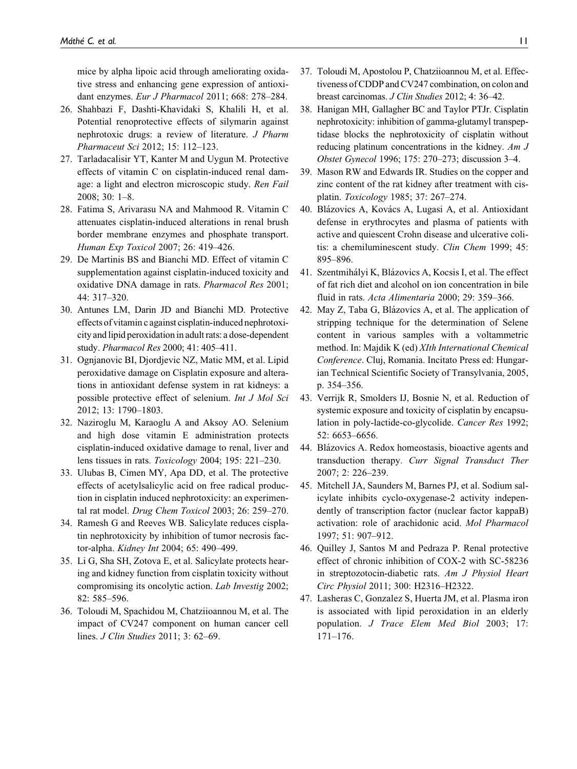mice by alpha lipoic acid through ameliorating oxidative stress and enhancing gene expression of antioxidant enzymes. *Eur J Pharmacol* 2011; 668: 278–284.

26. Shahbazi F, Dashti-Khavidaki S, Khalili H, et al. Potential renoprotective effects of silymarin against nephrotoxic drugs: a review of literature. *J Pharm Pharmaceut Sci* 2012; 15: 112–123.
27. Tarladacalisir YT, Kanter M and Uygun M. Protective effects of vitamin C on cisplatin-induced renal damage: a light and electron microscopic study. *Ren Fail* 2008; 30: 1–8.
28. Fatima S, Arivarasu NA and Mahmood R. Vitamin C attenuates cisplatin-induced alterations in renal brush border membrane enzymes and phosphate transport. *Human Exp Toxicol* 2007; 26: 419–426.
29. De Martinis BS and Bianchi MD. Effect of vitamin C supplementation against cisplatin-induced toxicity and oxidative DNA damage in rats. *Pharmacol Res* 2001; 44: 317–320.
30. Antunes LM, Darin JD and Bianchi MD. Protective effects of vitamin c against cisplatin-induced nephrotoxicity and lipid peroxidation in adult rats: a dose-dependent study. *Pharmacol Res* 2000; 41: 405–411.
31. Ognjanovic BI, Djordjevic NZ, Matic MM, et al. Lipid peroxidative damage on Cisplatin exposure and alterations in antioxidant defense system in rat kidneys: a possible protective effect of selenium. *Int J Mol Sci* 2012; 13: 1790–1803.
32. Naziroglu M, Karaoglu A and Aksoy AO. Selenium and high dose vitamin E administration protects cisplatin-induced oxidative damage to renal, liver and lens tissues in rats. *Toxicology* 2004; 195: 221–230.
33. Ulubas B, Cimen MY, Apa DD, et al. The protective effects of acetylsalicylic acid on free radical production in cisplatin induced nephrotoxicity: an experimental rat model. *Drug Chem Toxicol* 2003; 26: 259–270.
34. Ramesh G and Reeves WB. Salicylate reduces cisplatin nephrotoxicity by inhibition of tumor necrosis factor-alpha. *Kidney Int* 2004; 65: 490–499.
35. Li G, Sha SH, Zotova E, et al. Salicylate protects hearing and kidney function from cisplatin toxicity without compromising its oncolytic action. *Lab Investig* 2002; 82: 585–596.
36. Toloudi M, Spachidou M, Chatziioannou M, et al. The impact of CV247 component on human cancer cell lines. *J Clin Studies* 2011; 3: 62–69.
37. Toloudi M, Apostolou P, Chatziioannou M, et al. Effectiveness of CDDP and CV247 combination, on colon and breast carcinomas. *J Clin Studies* 2012; 4: 36–42.
38. Hanigan MH, Gallagher BC and Taylor PTJr. Cisplatin nephrotoxicity: inhibition of gamma-glutamyl transpeptidase blocks the nephrotoxicity of cisplatin without reducing platinum concentrations in the kidney. *Am J Obstet Gynecol* 1996; 175: 270–273; discussion 3–4.
39. Mason RW and Edwards IR. Studies on the copper and zinc content of the rat kidney after treatment with cisplatin. *Toxicology* 1985; 37: 267–274.
40. Blázovics A, Kovács A, Lugasi A, et al. Antioxidant defense in erythrocytes and plasma of patients with active and quiescent Crohn disease and ulcerative colitis: a chemiluminescent study. *Clin Chem* 1999; 45: 895–896.
41. Szentmihályi K, Blázovics A, Kocsis I, et al. The effect of fat rich diet and alcohol on ion concentration in bile fluid in rats. *Acta Alimentaria* 2000; 29: 359–366.
42. May Z, Taba G, Blázovics A, et al. The application of stripping technique for the determination of Selene content in various samples with a voltammetric method. In: Majdik K (ed) *XIth International Chemical Conference*. Cluj, Romania. Incitato Press ed: Hungarian Technical Scientific Society of Transylvania, 2005, p. 354–356.
43. Verrijk R, Smolders IJ, Bosnie N, et al. Reduction of systemic exposure and toxicity of cisplatin by encapsulation in poly-lactide-co-glycolide. *Cancer Res* 1992; 52: 6653–6656.
44. Blázovics A. Redox homeostasis, bioactive agents and transduction therapy. *Curr Signal Transduct Ther* 2007; 2: 226–239.
45. Mitchell JA, Saunders M, Barnes PJ, et al. Sodium salicylate inhibits cyclo-oxygenase-2 activity independently of transcription factor (nuclear factor kappaB) activation: role of arachidonic acid. *Mol Pharmacol* 1997; 51: 907–912.
46. Quilley J, Santos M and Pedraza P. Renal protective effect of chronic inhibition of COX-2 with SC-58236 in streptozotocin-diabetic rats. *Am J Physiol Heart Circ Physiol* 2011; 300: H2316–H2322.
47. Lasheras C, Gonzalez S, Huerta JM, et al. Plasma iron is associated with lipid peroxidation in an elderly population. *J Trace Elem Med Biol* 2003; 17: 171–176.